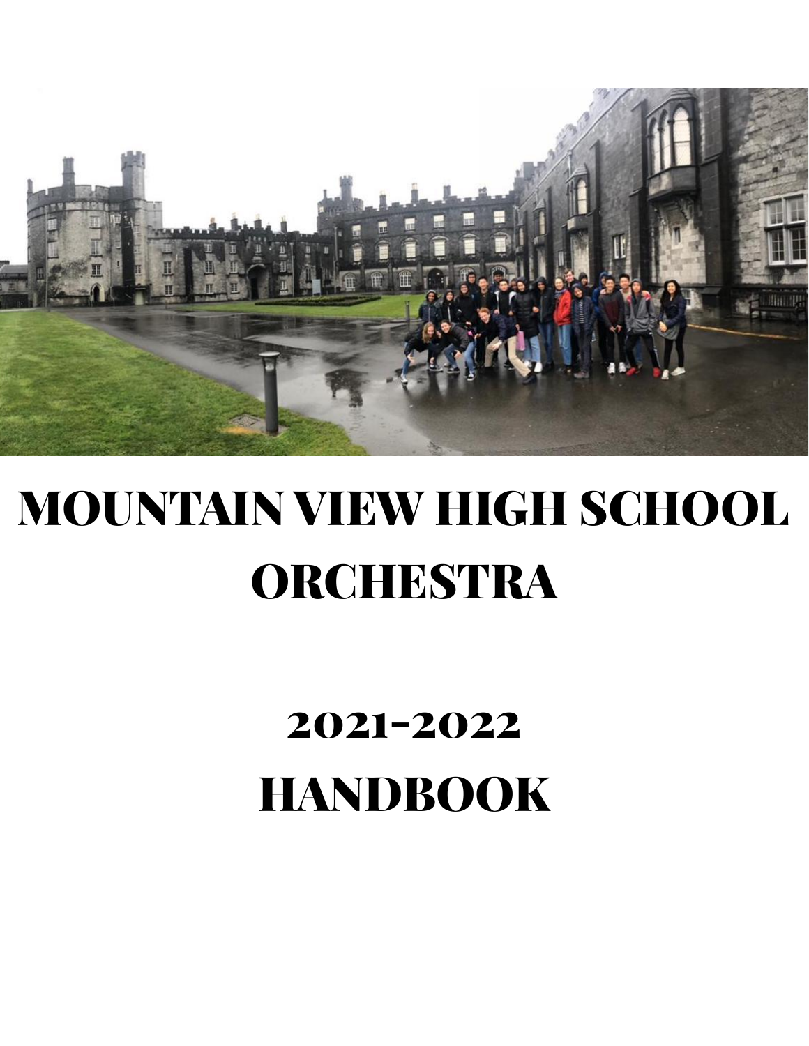# MOUNTAIN VIEW HIGH SCHOOL ORCHESTRA

# 2021-2022 HANDBOOK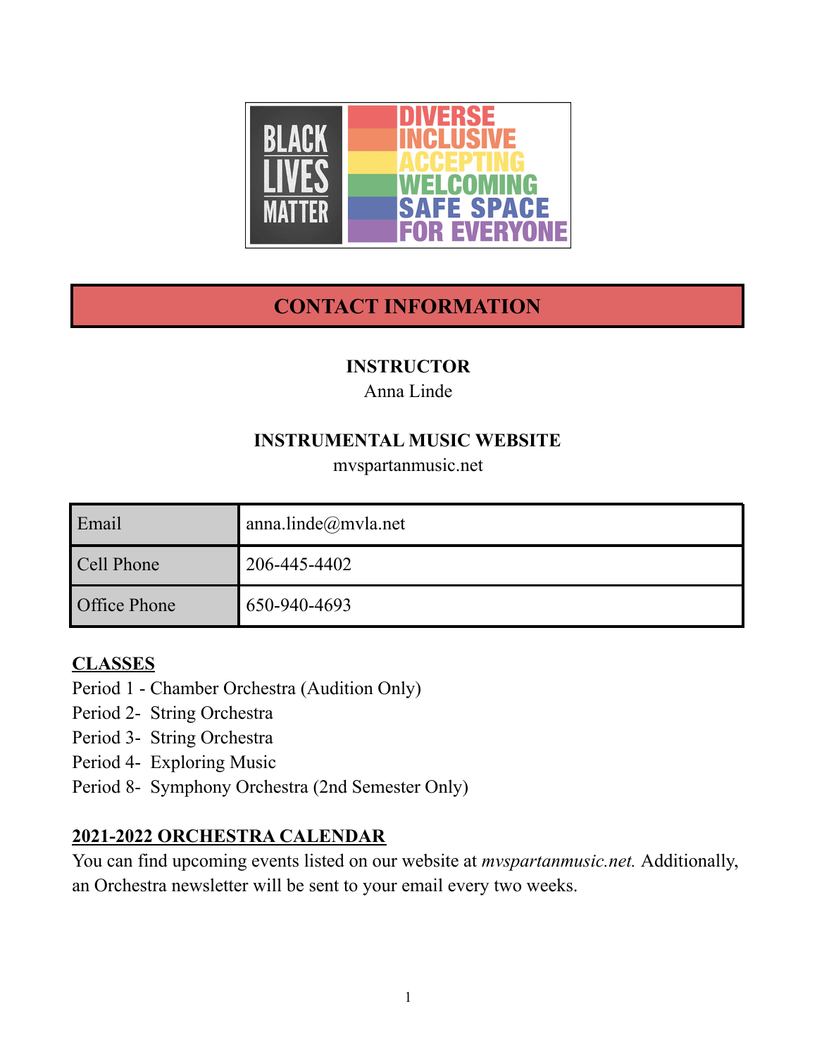BLACK LIVES MATTER

DIVERSE
INCLUSIVE
ACCEPTING
WELCOMING
SAFE SPACE
FOR EVERYONE

## CONTACT INFORMATION

**INSTRUCTOR**
Anna Linde

**INSTRUMENTAL MUSIC WEBSITE**
mvspartanmusic.net

| Email | anna.linde@mvla.net |
|---|---|
| Cell Phone | 206-445-4402 |
| Office Phone | 650-940-4693 |

**CLASSES**

Period 1 - Chamber Orchestra (Audition Only)
Period 2- String Orchestra
Period 3- String Orchestra
Period 4- Exploring Music
Period 8- Symphony Orchestra (2nd Semester Only)

**2021-2022 ORCHESTRA CALENDAR**

You can find upcoming events listed on our website at *mvspartanmusic.net.* Additionally, an Orchestra newsletter will be sent to your email every two weeks.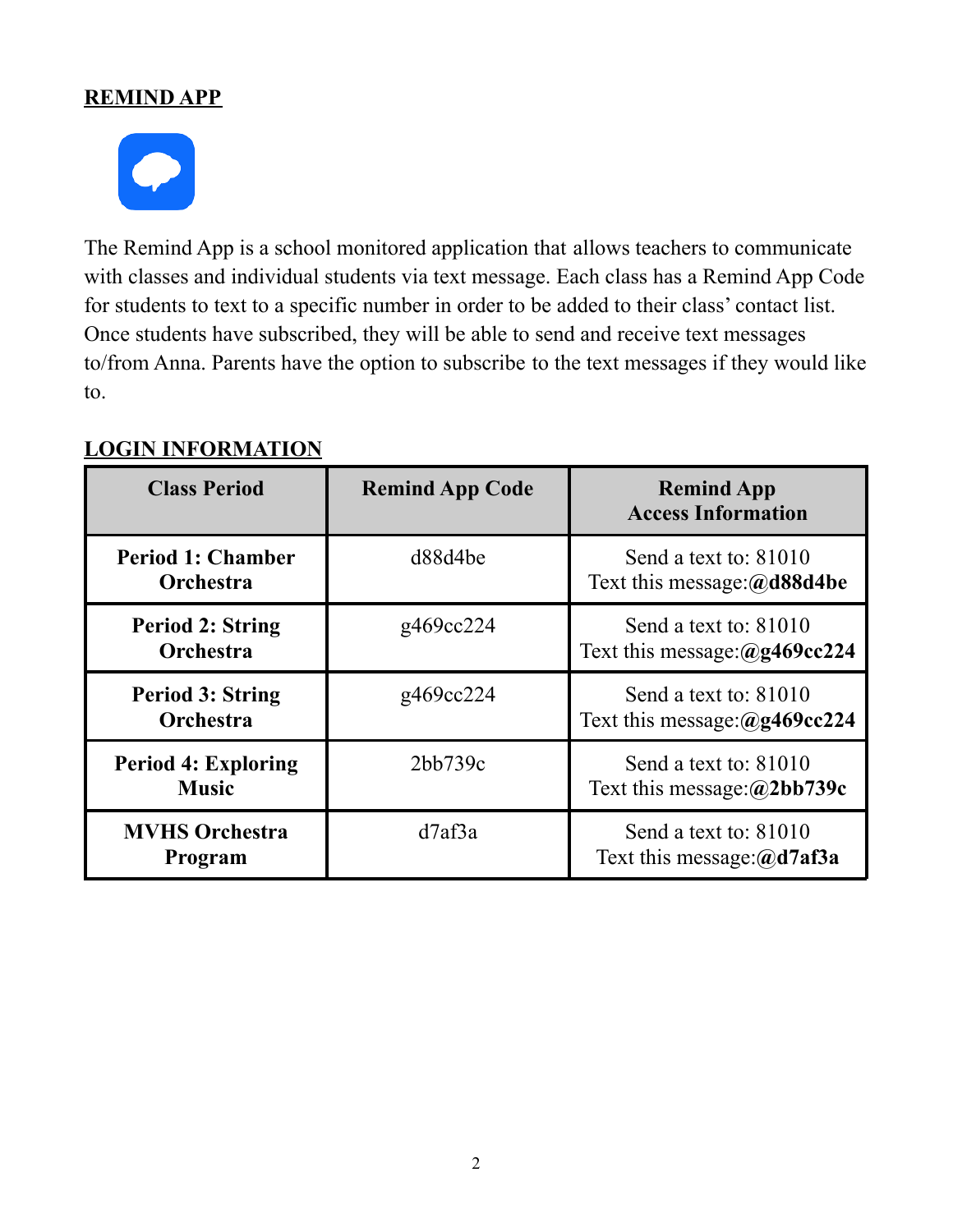## REMIND APP

The Remind App is a school monitored application that allows teachers to communicate with classes and individual students via text message. Each class has a Remind App Code for students to text to a specific number in order to be added to their class' contact list. Once students have subscribed, they will be able to send and receive text messages to/from Anna. Parents have the option to subscribe to the text messages if they would like to.

## LOGIN INFORMATION

| Class Period | Remind App Code | Remind App Access Information |
|---|---|---|
| **Period 1: Chamber Orchestra** | d88d4be | Send a text to: 81010<br>Text this message:**@d88d4be** |
| **Period 2: String Orchestra** | g469cc224 | Send a text to: 81010<br>Text this message:**@g469cc224** |
| **Period 3: String Orchestra** | g469cc224 | Send a text to: 81010<br>Text this message:**@g469cc224** |
| **Period 4: Exploring Music** | 2bb739c | Send a text to: 81010<br>Text this message:**@2bb739c** |
| **MVHS Orchestra Program** | d7af3a | Send a text to: 81010<br>Text this message:**@d7af3a** |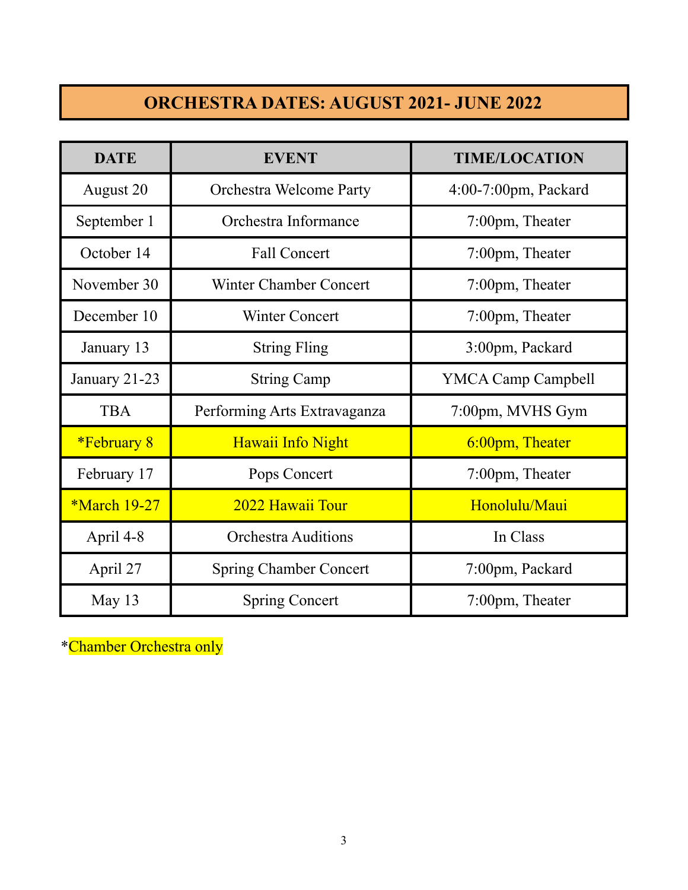# ORCHESTRA DATES: AUGUST 2021- JUNE 2022

| DATE | EVENT | TIME/LOCATION |
| --- | --- | --- |
| August 20 | Orchestra Welcome Party | 4:00-7:00pm, Packard |
| September 1 | Orchestra Informance | 7:00pm, Theater |
| October 14 | Fall Concert | 7:00pm, Theater |
| November 30 | Winter Chamber Concert | 7:00pm, Theater |
| December 10 | Winter Concert | 7:00pm, Theater |
| January 13 | String Fling | 3:00pm, Packard |
| January 21-23 | String Camp | YMCA Camp Campbell |
| TBA | Performing Arts Extravaganza | 7:00pm, MVHS Gym |
| *February 8 | Hawaii Info Night | 6:00pm, Theater |
| February 17 | Pops Concert | 7:00pm, Theater |
| *March 19-27 | 2022 Hawaii Tour | Honolulu/Maui |
| April 4-8 | Orchestra Auditions | In Class |
| April 27 | Spring Chamber Concert | 7:00pm, Packard |
| May 13 | Spring Concert | 7:00pm, Theater |

*Chamber Orchestra only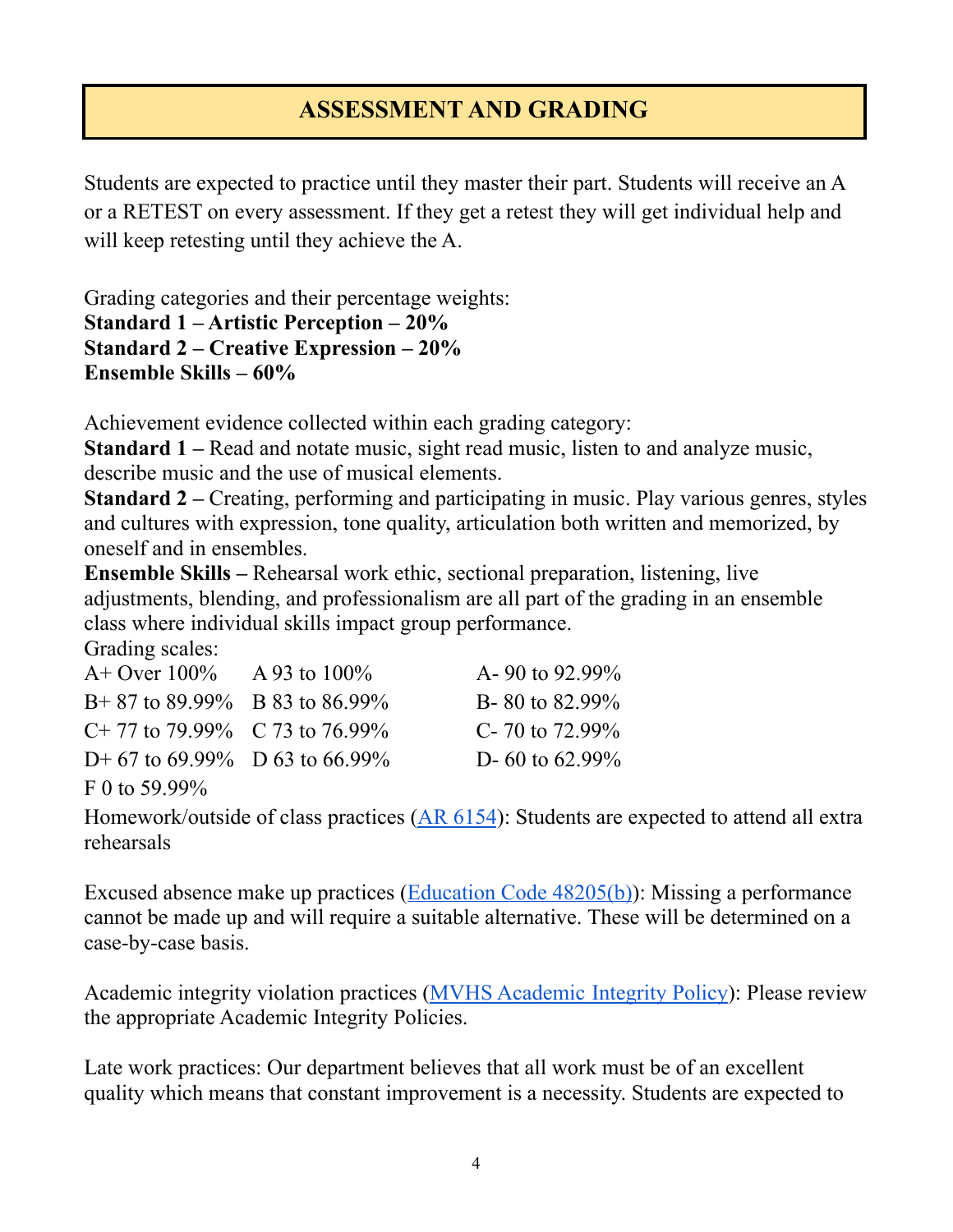## ASSESSMENT AND GRADING

Students are expected to practice until they master their part. Students will receive an A or a RETEST on every assessment. If they get a retest they will get individual help and will keep retesting until they achieve the A.

Grading categories and their percentage weights:
**Standard 1 – Artistic Perception – 20%**
**Standard 2 – Creative Expression – 20%**
**Ensemble Skills – 60%**

Achievement evidence collected within each grading category:
**Standard 1 –** Read and notate music, sight read music, listen to and analyze music, describe music and the use of musical elements.
**Standard 2 –** Creating, performing and participating in music. Play various genres, styles and cultures with expression, tone quality, articulation both written and memorized, by oneself and in ensembles.
**Ensemble Skills –** Rehearsal work ethic, sectional preparation, listening, live adjustments, blending, and professionalism are all part of the grading in an ensemble class where individual skills impact group performance.
Grading scales:

| | | |
|---|---|---|
| A+ Over 100% | A 93 to 100% | A- 90 to 92.99% |
| B+ 87 to 89.99% | B 83 to 86.99% | B- 80 to 82.99% |
| C+ 77 to 79.99% | C 73 to 76.99% | C- 70 to 72.99% |
| D+ 67 to 69.99% | D 63 to 66.99% | D- 60 to 62.99% |
| F 0 to 59.99% | | |

Homework/outside of class practices (AR 6154): Students are expected to attend all extra rehearsals

Excused absence make up practices (Education Code 48205(b)): Missing a performance cannot be made up and will require a suitable alternative. These will be determined on a case-by-case basis.

Academic integrity violation practices (MVHS Academic Integrity Policy): Please review the appropriate Academic Integrity Policies.

Late work practices: Our department believes that all work must be of an excellent quality which means that constant improvement is a necessity. Students are expected to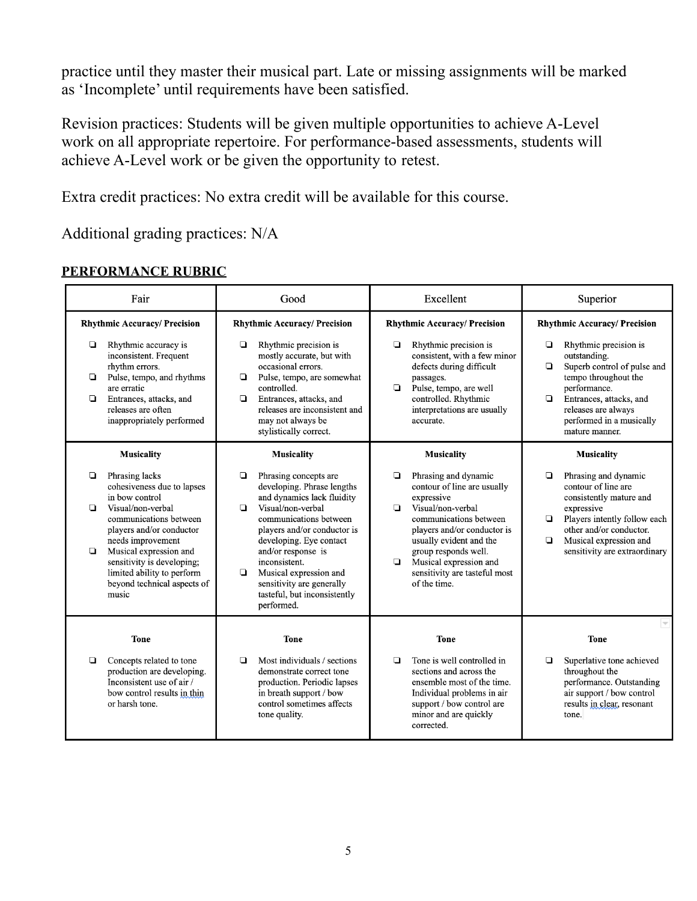practice until they master their musical part. Late or missing assignments will be marked as 'Incomplete' until requirements have been satisfied.

Revision practices: Students will be given multiple opportunities to achieve A-Level work on all appropriate repertoire. For performance-based assessments, students will achieve A-Level work or be given the opportunity to retest.

Extra credit practices: No extra credit will be available for this course.

Additional grading practices: N/A

## PERFORMANCE RUBRIC

| Fair | Good | Excellent | Superior |
|---|---|---|---|
| **Rhythmic Accuracy/ Precision**<br>❑ Rhythmic accuracy is inconsistent. Frequent rhythm errors.<br>❑ Pulse, tempo, and rhythms are erratic<br>❑ Entrances, attacks, and releases are often inappropriately performed | **Rhythmic Accuracy/ Precision**<br>❑ Rhythmic precision is mostly accurate, but with occasional errors.<br>❑ Pulse, tempo, are somewhat controlled.<br>❑ Entrances, attacks, and releases are inconsistent and may not always be stylistically correct. | **Rhythmic Accuracy/ Precision**<br>❑ Rhythmic precision is consistent, with a few minor defects during difficult passages.<br>❑ Pulse, tempo, are well controlled. Rhythmic interpretations are usually accurate. | **Rhythmic Accuracy/ Precision**<br>❑ Rhythmic precision is outstanding.<br>❑ Superb control of pulse and tempo throughout the performance.<br>❑ Entrances, attacks, and releases are always performed in a musically mature manner. |
| **Musicality**<br>❑ Phrasing lacks cohesiveness due to lapses in bow control<br>❑ Visual/non-verbal communications between players and/or conductor needs improvement<br>❑ Musical expression and sensitivity is developing; limited ability to perform beyond technical aspects of music | **Musicality**<br>❑ Phrasing concepts are developing. Phrase lengths and dynamics lack fluidity<br>❑ Visual/non-verbal communications between players and/or conductor is developing. Eye contact and/or response is inconsistent.<br>❑ Musical expression and sensitivity are generally tasteful, but inconsistently performed. | **Musicality**<br>❑ Phrasing and dynamic contour of line are usually expressive<br>❑ Visual/non-verbal communications between players and/or conductor is usually evident and the group responds well.<br>❑ Musical expression and sensitivity are tasteful most of the time. | **Musicality**<br>❑ Phrasing and dynamic contour of line are consistently mature and expressive<br>❑ Players intently follow each other and/or conductor.<br>❑ Musical expression and sensitivity are extraordinary |
| **Tone**<br>❑ Concepts related to tone production are developing. Inconsistent use of air / bow control results in thin or harsh tone. | **Tone**<br>❑ Most individuals / sections demonstrate correct tone production. Periodic lapses in breath support / bow control sometimes affects tone quality. | **Tone**<br>❑ Tone is well controlled in sections and across the ensemble most of the time. Individual problems in air support / bow control are minor and are quickly corrected. | **Tone**<br>❑ Superlative tone achieved throughout the performance. Outstanding air support / bow control results in clear, resonant tone. |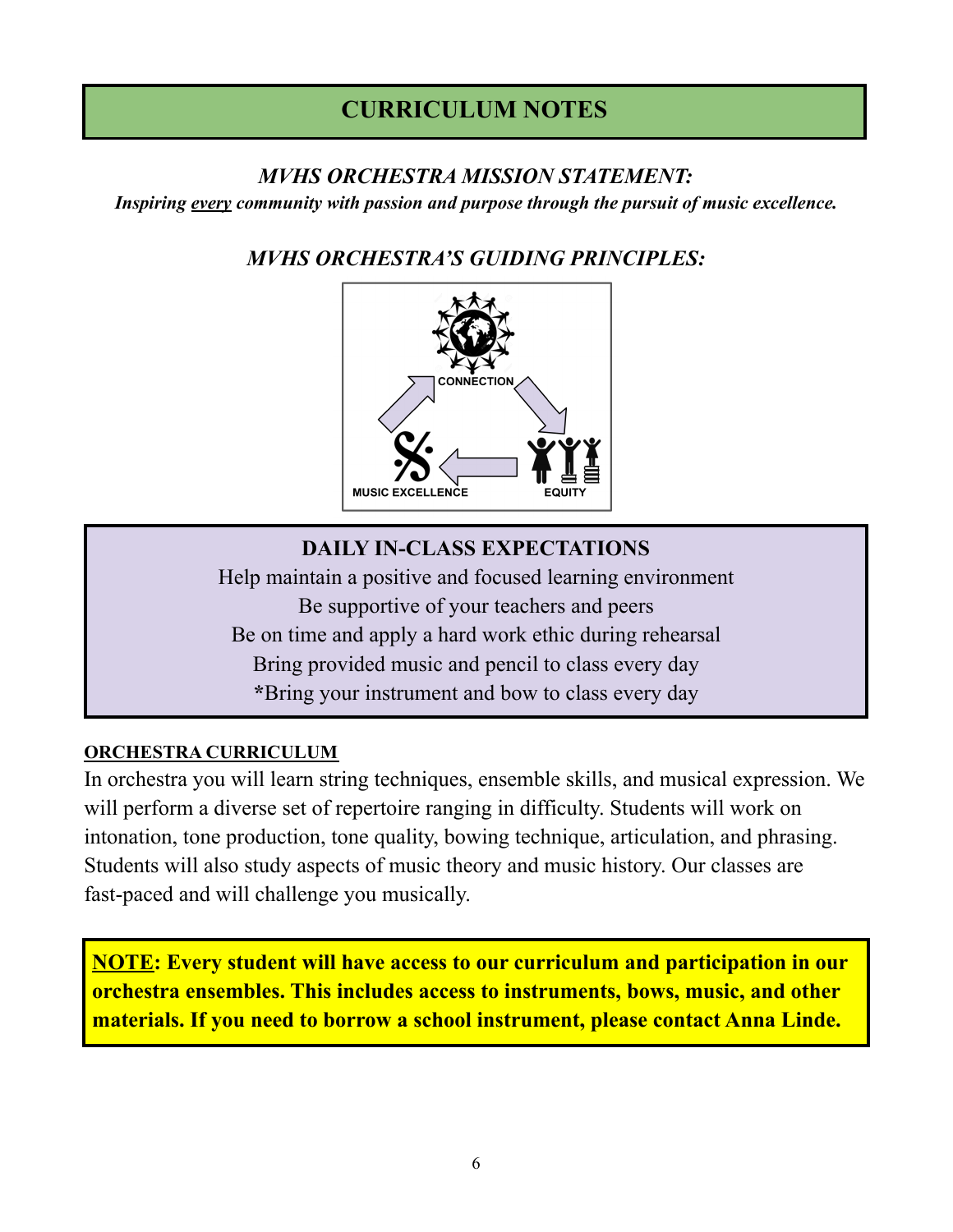## CURRICULUM NOTES

### *MVHS ORCHESTRA MISSION STATEMENT:*

***Inspiring <u>every</u> community with passion and purpose through the pursuit of music excellence.***

### *MVHS ORCHESTRA'S GUIDING PRINCIPLES:*

CONNECTION

MUSIC EXCELLENCE

EQUITY

### DAILY IN-CLASS EXPECTATIONS

Help maintain a positive and focused learning environment

Be supportive of your teachers and peers

Be on time and apply a hard work ethic during rehearsal

Bring provided music and pencil to class every day

**\***Bring your instrument and bow to class every day

**<u>ORCHESTRA CURRICULUM</u>**

In orchestra you will learn string techniques, ensemble skills, and musical expression. We will perform a diverse set of repertoire ranging in difficulty. Students will work on intonation, tone production, tone quality, bowing technique, articulation, and phrasing. Students will also study aspects of music theory and music history. Our classes are fast-paced and will challenge you musically.

**<u>NOTE</u>: Every student will have access to our curriculum and participation in our orchestra ensembles. This includes access to instruments, bows, music, and other materials. If you need to borrow a school instrument, please contact Anna Linde.**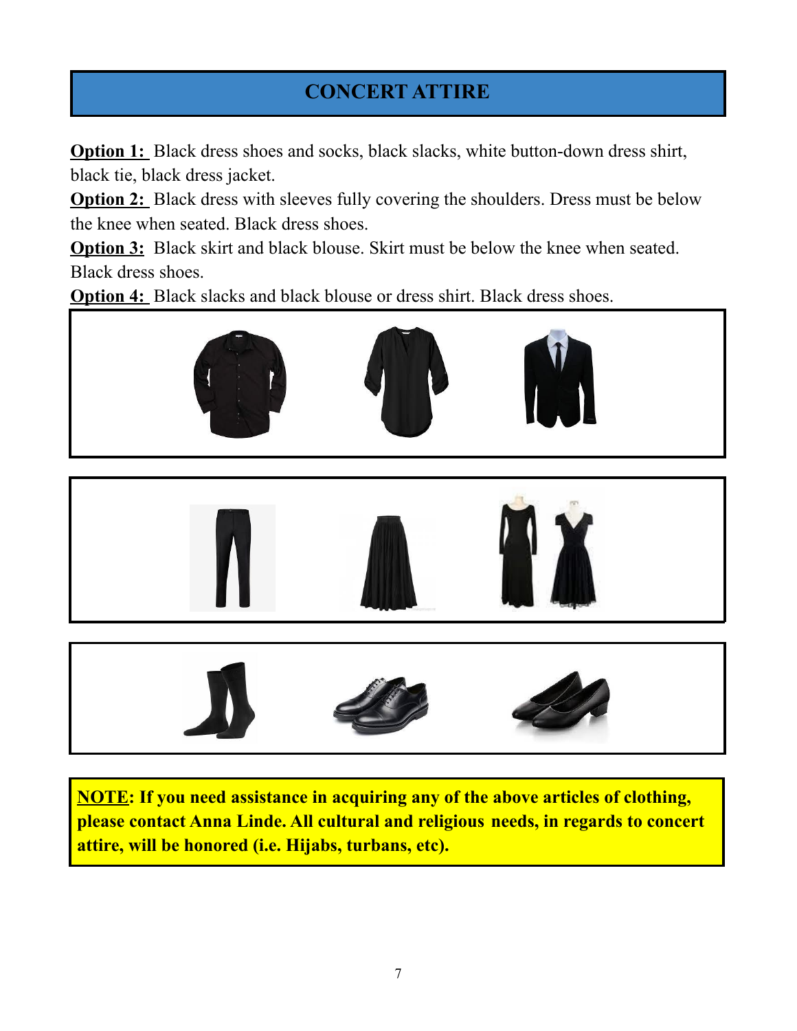## CONCERT ATTIRE

**Option 1:** Black dress shoes and socks, black slacks, white button-down dress shirt, black tie, black dress jacket.
**Option 2:** Black dress with sleeves fully covering the shoulders. Dress must be below the knee when seated. Black dress shoes.
**Option 3:** Black skirt and black blouse. Skirt must be below the knee when seated. Black dress shoes.
**Option 4:** Black slacks and black blouse or dress shirt. Black dress shoes.

**NOTE: If you need assistance in acquiring any of the above articles of clothing, please contact Anna Linde. All cultural and religious needs, in regards to concert attire, will be honored (i.e. Hijabs, turbans, etc).**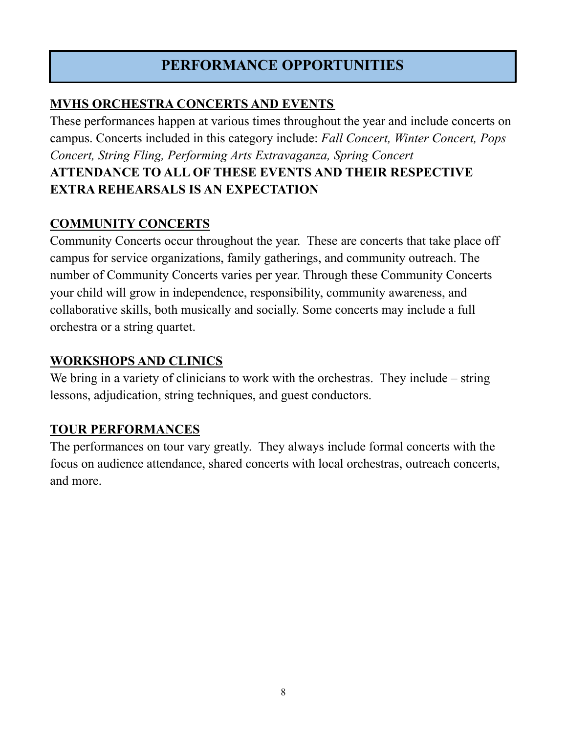# PERFORMANCE OPPORTUNITIES

## MVHS ORCHESTRA CONCERTS AND EVENTS

These performances happen at various times throughout the year and include concerts on campus. Concerts included in this category include: *Fall Concert, Winter Concert, Pops Concert, String Fling, Performing Arts Extravaganza, Spring Concert*

**ATTENDANCE TO ALL OF THESE EVENTS AND THEIR RESPECTIVE EXTRA REHEARSALS IS AN EXPECTATION**

## COMMUNITY CONCERTS

Community Concerts occur throughout the year. These are concerts that take place off campus for service organizations, family gatherings, and community outreach. The number of Community Concerts varies per year. Through these Community Concerts your child will grow in independence, responsibility, community awareness, and collaborative skills, both musically and socially. Some concerts may include a full orchestra or a string quartet.

## WORKSHOPS AND CLINICS

We bring in a variety of clinicians to work with the orchestras. They include – string lessons, adjudication, string techniques, and guest conductors.

## TOUR PERFORMANCES

The performances on tour vary greatly. They always include formal concerts with the focus on audience attendance, shared concerts with local orchestras, outreach concerts, and more.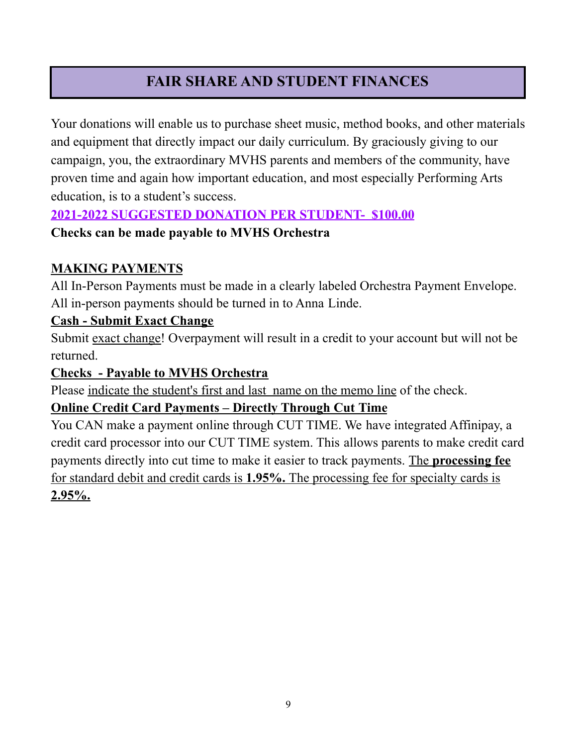# FAIR SHARE AND STUDENT FINANCES

Your donations will enable us to purchase sheet music, method books, and other materials and equipment that directly impact our daily curriculum. By graciously giving to our campaign, you, the extraordinary MVHS parents and members of the community, have proven time and again how important education, and most especially Performing Arts education, is to a student's success.

**2021-2022 SUGGESTED DONATION PER STUDENT- $100.00**

**Checks can be made payable to MVHS Orchestra**

## MAKING PAYMENTS

All In-Person Payments must be made in a clearly labeled Orchestra Payment Envelope. All in-person payments should be turned in to Anna Linde.

### Cash - Submit Exact Change

Submit exact change! Overpayment will result in a credit to your account but will not be returned.

### Checks - Payable to MVHS Orchestra

Please indicate the student's first and last name on the memo line of the check.

### Online Credit Card Payments – Directly Through Cut Time

You CAN make a payment online through CUT TIME. We have integrated Affinipay, a credit card processor into our CUT TIME system. This allows parents to make credit card payments directly into cut time to make it easier to track payments. The **processing fee** for standard debit and credit cards is **1.95%.** The processing fee for specialty cards is **2.95%.**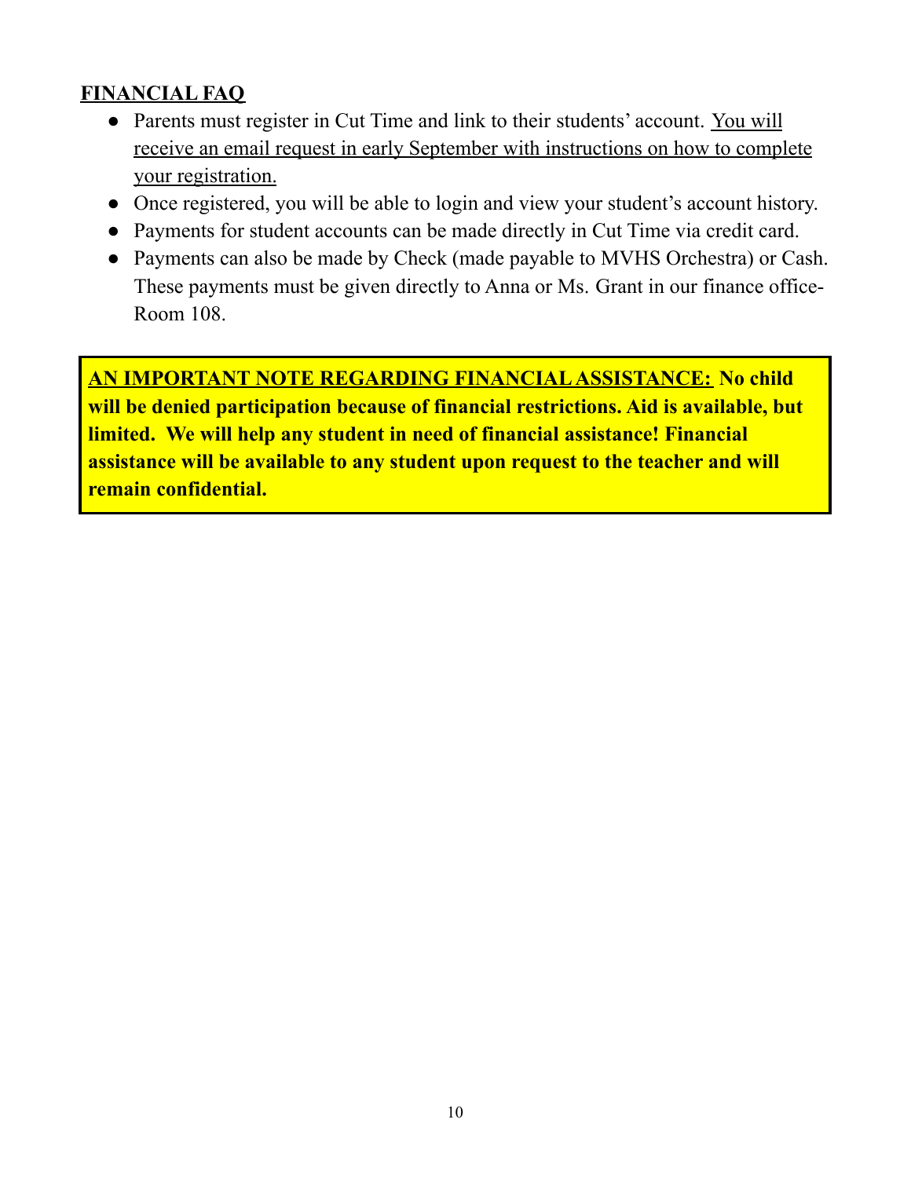## FINANCIAL FAQ

- Parents must register in Cut Time and link to their students' account. You will receive an email request in early September with instructions on how to complete your registration.
- Once registered, you will be able to login and view your student's account history.
- Payments for student accounts can be made directly in Cut Time via credit card.
- Payments can also be made by Check (made payable to MVHS Orchestra) or Cash. These payments must be given directly to Anna or Ms. Grant in our finance office- Room 108.

**AN IMPORTANT NOTE REGARDING FINANCIAL ASSISTANCE: No child will be denied participation because of financial restrictions. Aid is available, but limited. We will help any student in need of financial assistance! Financial assistance will be available to any student upon request to the teacher and will remain confidential.**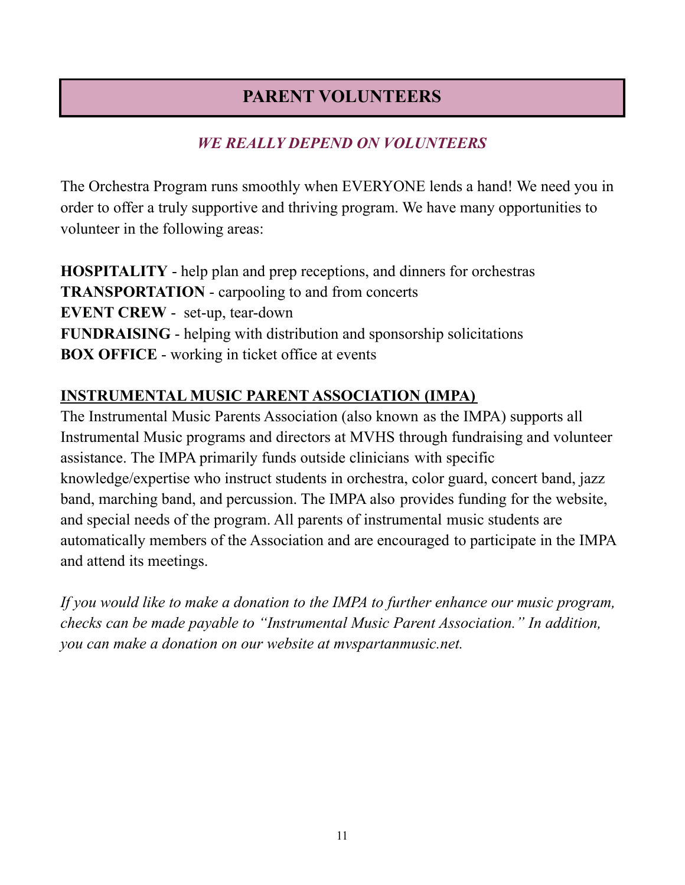# PARENT VOLUNTEERS

***WE REALLY DEPEND ON VOLUNTEERS***

The Orchestra Program runs smoothly when EVERYONE lends a hand! We need you in order to offer a truly supportive and thriving program. We have many opportunities to volunteer in the following areas:

**HOSPITALITY** - help plan and prep receptions, and dinners for orchestras
**TRANSPORTATION** - carpooling to and from concerts
**EVENT CREW** - set-up, tear-down
**FUNDRAISING** - helping with distribution and sponsorship solicitations
**BOX OFFICE** - working in ticket office at events

## INSTRUMENTAL MUSIC PARENT ASSOCIATION (IMPA)

The Instrumental Music Parents Association (also known as the IMPA) supports all Instrumental Music programs and directors at MVHS through fundraising and volunteer assistance. The IMPA primarily funds outside clinicians with specific knowledge/expertise who instruct students in orchestra, color guard, concert band, jazz band, marching band, and percussion. The IMPA also provides funding for the website, and special needs of the program. All parents of instrumental music students are automatically members of the Association and are encouraged to participate in the IMPA and attend its meetings.

*If you would like to make a donation to the IMPA to further enhance our music program, checks can be made payable to "Instrumental Music Parent Association." In addition, you can make a donation on our website at mvspartanmusic.net.*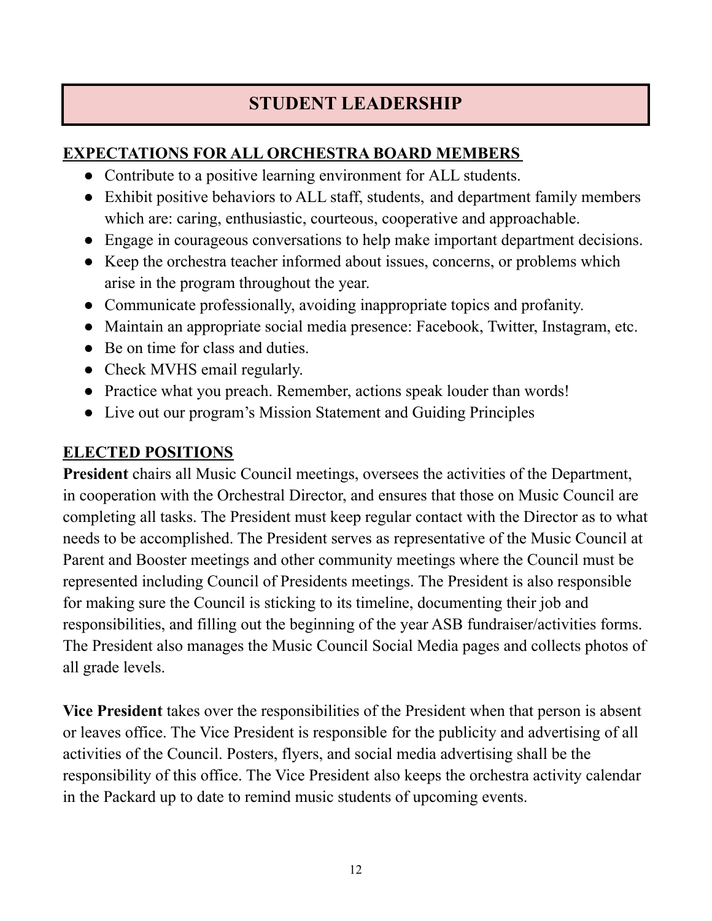# STUDENT LEADERSHIP

## EXPECTATIONS FOR ALL ORCHESTRA BOARD MEMBERS

- Contribute to a positive learning environment for ALL students.
- Exhibit positive behaviors to ALL staff, students, and department family members which are: caring, enthusiastic, courteous, cooperative and approachable.
- Engage in courageous conversations to help make important department decisions.
- Keep the orchestra teacher informed about issues, concerns, or problems which arise in the program throughout the year.
- Communicate professionally, avoiding inappropriate topics and profanity.
- Maintain an appropriate social media presence: Facebook, Twitter, Instagram, etc.
- Be on time for class and duties.
- Check MVHS email regularly.
- Practice what you preach. Remember, actions speak louder than words!
- Live out our program's Mission Statement and Guiding Principles

## ELECTED POSITIONS

**President** chairs all Music Council meetings, oversees the activities of the Department, in cooperation with the Orchestral Director, and ensures that those on Music Council are completing all tasks. The President must keep regular contact with the Director as to what needs to be accomplished. The President serves as representative of the Music Council at Parent and Booster meetings and other community meetings where the Council must be represented including Council of Presidents meetings. The President is also responsible for making sure the Council is sticking to its timeline, documenting their job and responsibilities, and filling out the beginning of the year ASB fundraiser/activities forms. The President also manages the Music Council Social Media pages and collects photos of all grade levels.

**Vice President** takes over the responsibilities of the President when that person is absent or leaves office. The Vice President is responsible for the publicity and advertising of all activities of the Council. Posters, flyers, and social media advertising shall be the responsibility of this office. The Vice President also keeps the orchestra activity calendar in the Packard up to date to remind music students of upcoming events.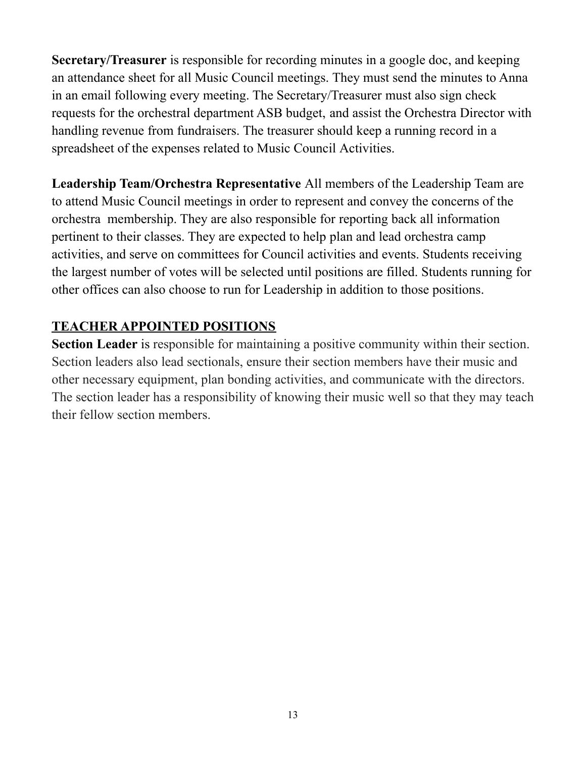**Secretary/Treasurer** is responsible for recording minutes in a google doc, and keeping an attendance sheet for all Music Council meetings. They must send the minutes to Anna in an email following every meeting. The Secretary/Treasurer must also sign check requests for the orchestral department ASB budget, and assist the Orchestra Director with handling revenue from fundraisers. The treasurer should keep a running record in a spreadsheet of the expenses related to Music Council Activities.

**Leadership Team/Orchestra Representative** All members of the Leadership Team are to attend Music Council meetings in order to represent and convey the concerns of the orchestra membership. They are also responsible for reporting back all information pertinent to their classes. They are expected to help plan and lead orchestra camp activities, and serve on committees for Council activities and events. Students receiving the largest number of votes will be selected until positions are filled. Students running for other offices can also choose to run for Leadership in addition to those positions.

## TEACHER APPOINTED POSITIONS

**Section Leader** is responsible for maintaining a positive community within their section. Section leaders also lead sectionals, ensure their section members have their music and other necessary equipment, plan bonding activities, and communicate with the directors. The section leader has a responsibility of knowing their music well so that they may teach their fellow section members.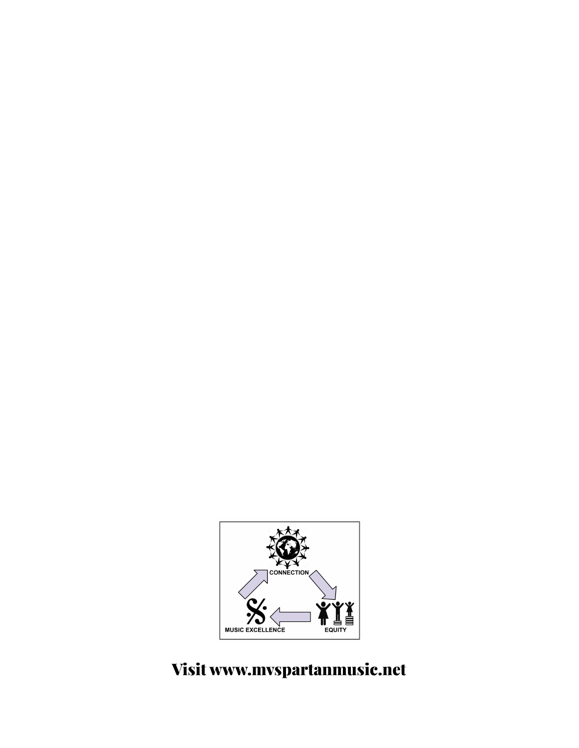CONNECTION

MUSIC EXCELLENCE

EQUITY

**Visit www.mvspartanmusic.net**